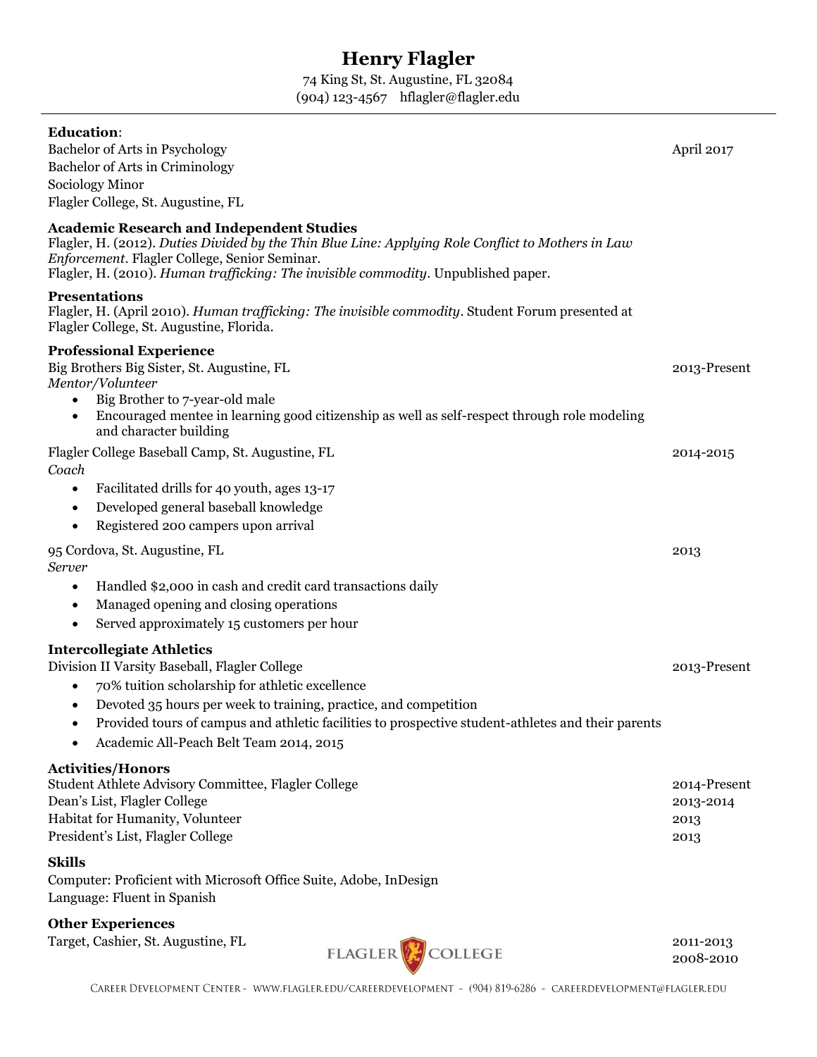# Henry Flagler

74 King St, St. Augustine, FL 32084
(904) 123-4567 hflagler@flagler.edu

---

**Education**:
Bachelor of Arts in Psychology — April 2017
Bachelor of Arts in Criminology
Sociology Minor
Flagler College, St. Augustine, FL

**Academic Research and Independent Studies**
Flagler, H. (2012). *Duties Divided by the Thin Blue Line: Applying Role Conflict to Mothers in Law Enforcement*. Flagler College, Senior Seminar.
Flagler, H. (2010). *Human trafficking: The invisible commodity*. Unpublished paper.

**Presentations**
Flagler, H. (April 2010). *Human trafficking: The invisible commodity*. Student Forum presented at Flagler College, St. Augustine, Florida.

**Professional Experience**
Big Brothers Big Sister, St. Augustine, FL — 2013-Present
*Mentor/Volunteer*

- Big Brother to 7-year-old male
- Encouraged mentee in learning good citizenship as well as self-respect through role modeling and character building

Flagler College Baseball Camp, St. Augustine, FL — 2014-2015
*Coach*

- Facilitated drills for 40 youth, ages 13-17
- Developed general baseball knowledge
- Registered 200 campers upon arrival

95 Cordova, St. Augustine, FL — 2013
*Server*

- Handled $2,000 in cash and credit card transactions daily
- Managed opening and closing operations
- Served approximately 15 customers per hour

**Intercollegiate Athletics**
Division II Varsity Baseball, Flagler College — 2013-Present

- 70% tuition scholarship for athletic excellence
- Devoted 35 hours per week to training, practice, and competition
- Provided tours of campus and athletic facilities to prospective student-athletes and their parents
- Academic All-Peach Belt Team 2014, 2015

**Activities/Honors**
Student Athlete Advisory Committee, Flagler College — 2014-Present
Dean's List, Flagler College — 2013-2014
Habitat for Humanity, Volunteer — 2013
President's List, Flagler College — 2013

**Skills**
Computer: Proficient with Microsoft Office Suite, Adobe, InDesign
Language: Fluent in Spanish

**Other Experiences**
Target, Cashier, St. Augustine, FL — 2011-2013
2008-2010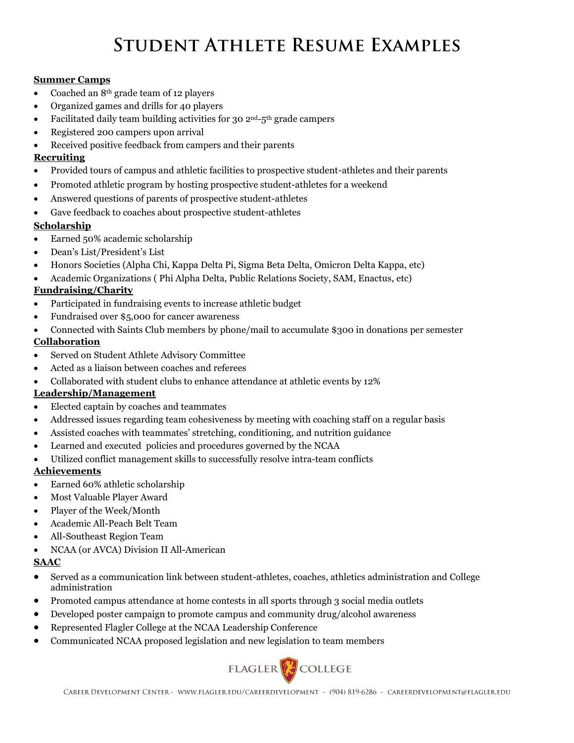# Student Athlete Resume Examples

**Summer Camps**

- Coached an 8th grade team of 12 players
- Organized games and drills for 40 players
- Facilitated daily team building activities for 30 2nd-5th grade campers
- Registered 200 campers upon arrival
- Received positive feedback from campers and their parents

**Recruiting**

- Provided tours of campus and athletic facilities to prospective student-athletes and their parents
- Promoted athletic program by hosting prospective student-athletes for a weekend
- Answered questions of parents of prospective student-athletes
- Gave feedback to coaches about prospective student-athletes

**Scholarship**

- Earned 50% academic scholarship
- Dean's List/President's List
- Honors Societies (Alpha Chi, Kappa Delta Pi, Sigma Beta Delta, Omicron Delta Kappa, etc)
- Academic Organizations ( Phi Alpha Delta, Public Relations Society, SAM, Enactus, etc)

**Fundraising/Charity**

- Participated in fundraising events to increase athletic budget
- Fundraised over $5,000 for cancer awareness
- Connected with Saints Club members by phone/mail to accumulate $300 in donations per semester

**Collaboration**

- Served on Student Athlete Advisory Committee
- Acted as a liaison between coaches and referees
- Collaborated with student clubs to enhance attendance at athletic events by 12%

**Leadership/Management**

- Elected captain by coaches and teammates
- Addressed issues regarding team cohesiveness by meeting with coaching staff on a regular basis
- Assisted coaches with teammates' stretching, conditioning, and nutrition guidance
- Learned and executed policies and procedures governed by the NCAA
- Utilized conflict management skills to successfully resolve intra-team conflicts

**Achievements**

- Earned 60% athletic scholarship
- Most Valuable Player Award
- Player of the Week/Month
- Academic All-Peach Belt Team
- All-Southeast Region Team
- NCAA (or AVCA) Division II All-American

**SAAC**

- Served as a communication link between student-athletes, coaches, athletics administration and College administration
- Promoted campus attendance at home contests in all sports through 3 social media outlets
- Developed poster campaign to promote campus and community drug/alcohol awareness
- Represented Flagler College at the NCAA Leadership Conference
- Communicated NCAA proposed legislation and new legislation to team members

Flagler College

Career Development Center - www.flagler.edu/careerdevelopment - (904) 819-6286 - careerdevelopment@flagler.edu